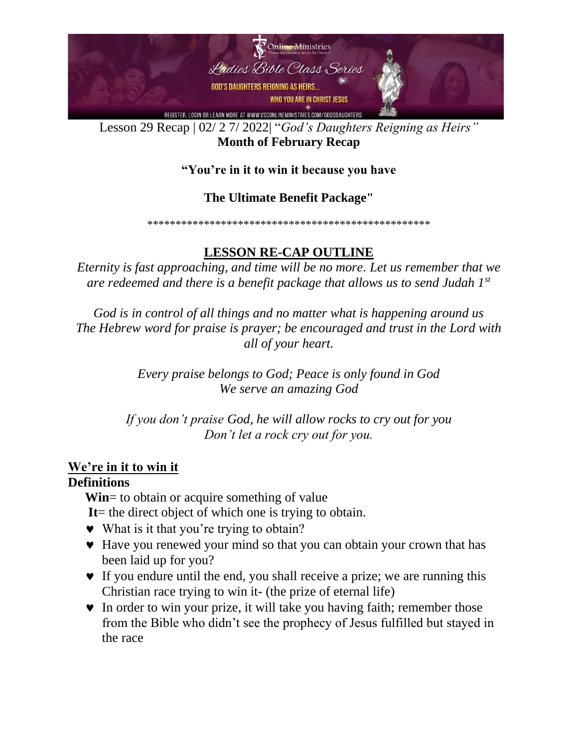Lesson 29 Recap | 02/ 2 7/ 2022| "*God's Daughters Reigning as Heirs"*

**Month of February Recap**

**"You're in it to win it because you have**

**The Ultimate Benefit Package"**

\*\*\*\*\*\*\*\*\*\*\*\*\*\*\*\*\*\*\*\*\*\*\*\*\*\*\*\*\*\*\*\*\*\*\*\*\*\*\*\*\*\*\*\*\*\*\*\*\*\*\*\*

## LESSON RE-CAP OUTLINE

*Eternity is fast approaching, and time will be no more. Let us remember that we are redeemed and there is a benefit package that allows us to send Judah 1st*

*God is in control of all things and no matter what is happening around us The Hebrew word for praise is prayer; be encouraged and trust in the Lord with all of your heart.*

*Every praise belongs to God; Peace is only found in God We serve an amazing God*

*If you don't praise God, he will allow rocks to cry out for you Don't let a rock cry out for you.*

**We're in it to win it**

**Definitions**

**Win**= to obtain or acquire something of value

**It**= the direct object of which one is trying to obtain.

- What is it that you're trying to obtain?
- Have you renewed your mind so that you can obtain your crown that has been laid up for you?
- If you endure until the end, you shall receive a prize; we are running this Christian race trying to win it- (the prize of eternal life)
- In order to win your prize, it will take you having faith; remember those from the Bible who didn't see the prophecy of Jesus fulfilled but stayed in the race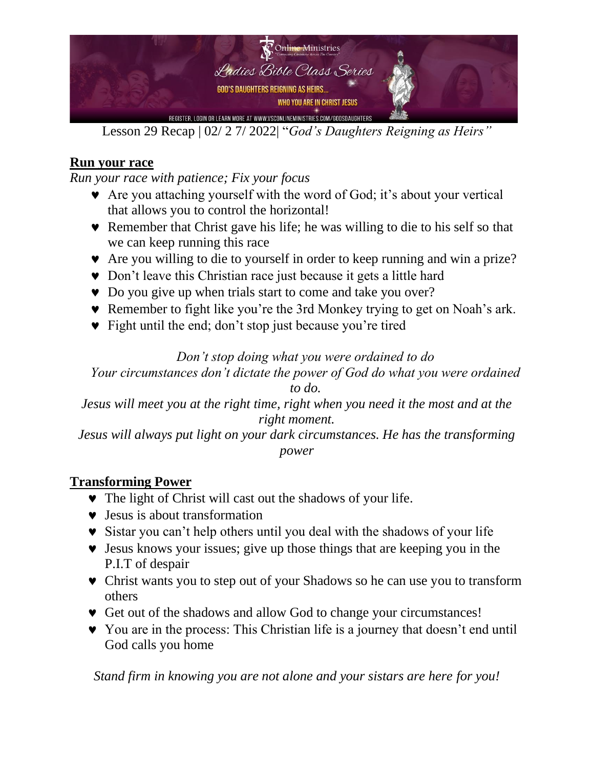Lesson 29 Recap | 02/ 2 7/ 2022| "*God's Daughters Reigning as Heirs"*

## Run your race

*Run your race with patience; Fix your focus*

- Are you attaching yourself with the word of God; it's about your vertical that allows you to control the horizontal!
- Remember that Christ gave his life; he was willing to die to his self so that we can keep running this race
- Are you willing to die to yourself in order to keep running and win a prize?
- Don't leave this Christian race just because it gets a little hard
- Do you give up when trials start to come and take you over?
- Remember to fight like you're the 3rd Monkey trying to get on Noah's ark.
- Fight until the end; don't stop just because you're tired

*Don't stop doing what you were ordained to do*

*Your circumstances don't dictate the power of God do what you were ordained to do.*

*Jesus will meet you at the right time, right when you need it the most and at the right moment.*

*Jesus will always put light on your dark circumstances. He has the transforming power*

## Transforming Power

- The light of Christ will cast out the shadows of your life.
- Jesus is about transformation
- Sistar you can't help others until you deal with the shadows of your life
- Jesus knows your issues; give up those things that are keeping you in the P.I.T of despair
- Christ wants you to step out of your Shadows so he can use you to transform others
- Get out of the shadows and allow God to change your circumstances!
- You are in the process: This Christian life is a journey that doesn't end until God calls you home

*Stand firm in knowing you are not alone and your sistars are here for you!*